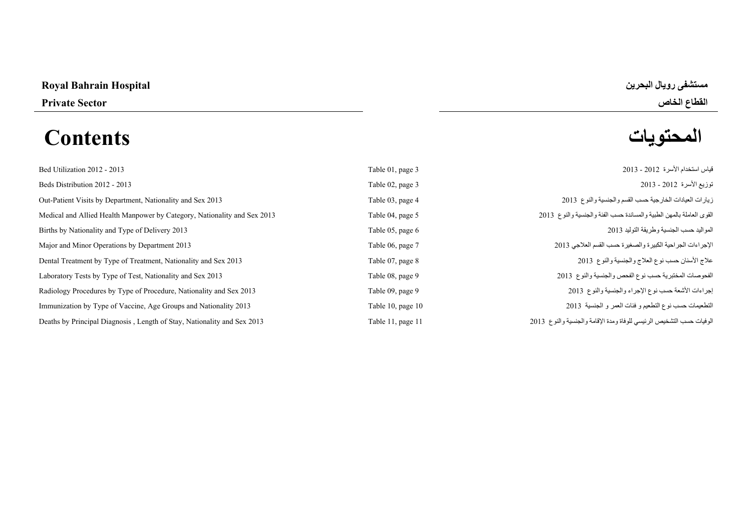**Royal Bahrain Hospital** **مستشفى رويال البحرين**

**Private Sector** **القطاع الخاص**

# Contents المحتويات

| | | |
|---|---|---|
| Bed Utilization 2012 - 2013 | Table 01, page 3 | قياس استخدام الأسرة 2012 - 2013 |
| Beds Distribution 2012 - 2013 | Table 02, page 3 | توزيع الأسرة 2012 - 2013 |
| Out-Patient Visits by Department, Nationality and Sex 2013 | Table 03, page 4 | زيارات العيادات الخارجية حسب القسم والجنسية والنوع 2013 |
| Medical and Allied Health Manpower by Category, Nationality and Sex 2013 | Table 04, page 5 | القوى العاملة بالمهن الطبية والمساندة حسب الفئة والجنسية والنوع 2013 |
| Births by Nationality and Type of Delivery 2013 | Table 05, page 6 | المواليد حسب الجنسية وطريقة التوليد 2013 |
| Major and Minor Operations by Department 2013 | Table 06, page 7 | الإجراءات الجراحية الكبيرة والصغيرة حسب القسم العلاجي 2013 |
| Dental Treatment by Type of Treatment, Nationality and Sex 2013 | Table 07, page 8 | علاج الأسنان حسب نوع العلاج والجنسية والنوع 2013 |
| Laboratory Tests by Type of Test, Nationality and Sex 2013 | Table 08, page 9 | الفحوصات المختبرية حسب نوع الفحص والجنسية والنوع 2013 |
| Radiology Procedures by Type of Procedure, Nationality and Sex 2013 | Table 09, page 9 | إجراءات الأشعة حسب نوع الإجراء والجنسية والنوع 2013 |
| Immunization by Type of Vaccine, Age Groups and Nationality 2013 | Table 10, page 10 | التطعيمات حسب نوع التطعيم و فئات العمر و الجنسية 2013 |
| Deaths by Principal Diagnosis , Length of Stay, Nationality and Sex 2013 | Table 11, page 11 | الوفيات حسب التشخيص الرئيسي للوفاة ومدة الإقامة والجنسية والنوع 2013 |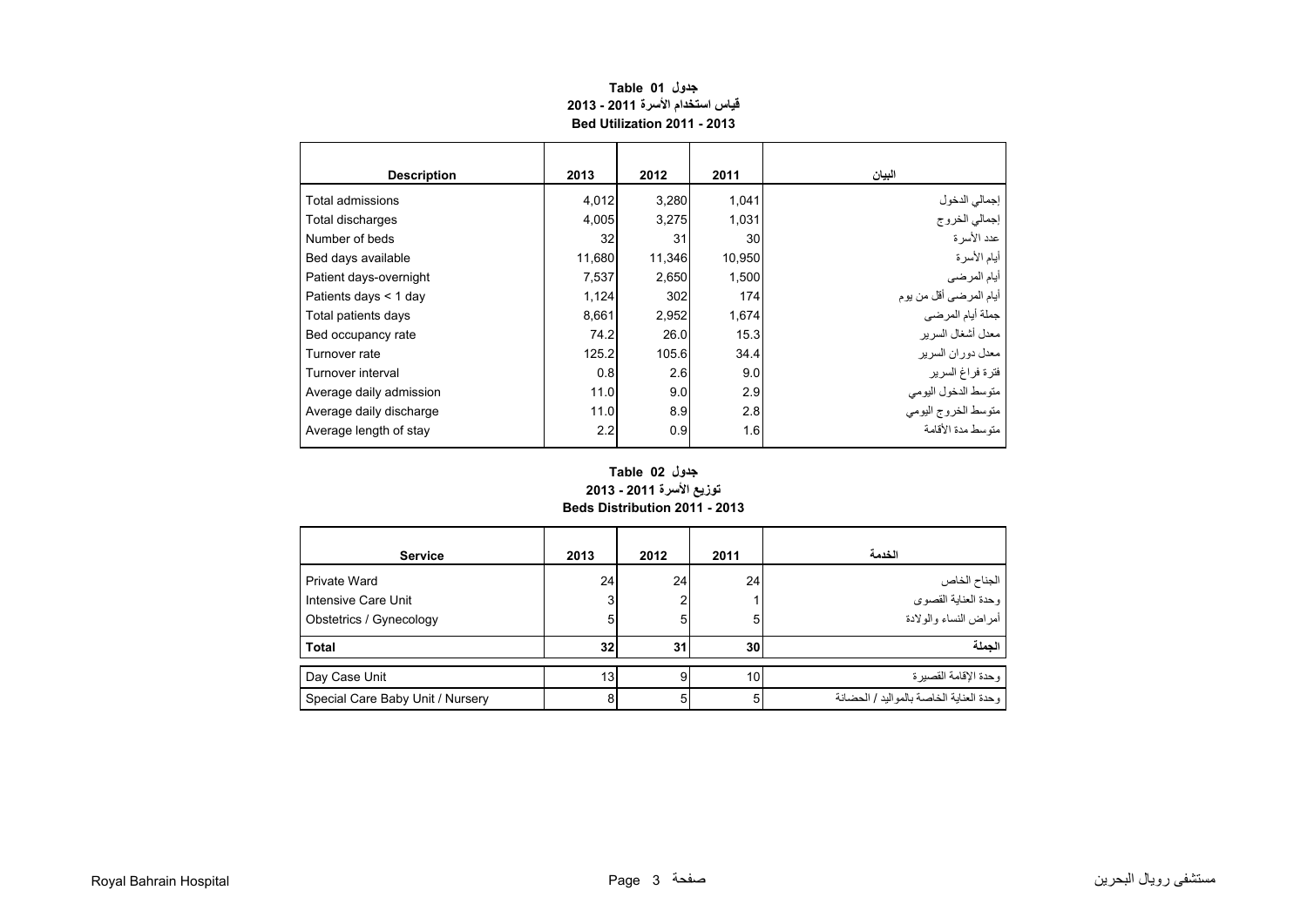**جدول Table 01**

**قياس استخدام الأسرة 2011 - 2013**

**Bed Utilization 2011 - 2013**

| Description | 2013 | 2012 | 2011 | البيان |
|---|---|---|---|---|
| Total admissions | 4,012 | 3,280 | 1,041 | إجمالي الدخول |
| Total discharges | 4,005 | 3,275 | 1,031 | إجمالي الخروج |
| Number of beds | 32 | 31 | 30 | عدد الأسرة |
| Bed days available | 11,680 | 11,346 | 10,950 | أيام الأسرة |
| Patient days-overnight | 7,537 | 2,650 | 1,500 | أيام المرضى |
| Patients days < 1 day | 1,124 | 302 | 174 | أيام المرضى أقل من يوم |
| Total patients days | 8,661 | 2,952 | 1,674 | جملة أيام المرضى |
| Bed occupancy rate | 74.2 | 26.0 | 15.3 | معدل أشغال السرير |
| Turnover rate | 125.2 | 105.6 | 34.4 | معدل دوران السرير |
| Turnover interval | 0.8 | 2.6 | 9.0 | فترة فراغ السرير |
| Average daily admission | 11.0 | 9.0 | 2.9 | متوسط الدخول اليومي |
| Average daily discharge | 11.0 | 8.9 | 2.8 | متوسط الخروج اليومي |
| Average length of stay | 2.2 | 0.9 | 1.6 | متوسط مدة الأقامة |

**جدول Table 02**

**توزيع الأسرة 2011 - 2013**

**Beds Distribution 2011 - 2013**

| Service | 2013 | 2012 | 2011 | الخدمة |
|---|---|---|---|---|
| Private Ward | 24 | 24 | 24 | الجناح الخاص |
| Intensive Care Unit | 3 | 2 | 1 | وحدة العناية القصوى |
| Obstetrics / Gynecology | 5 | 5 | 5 | أمراض النساء والولادة |
| **Total** | **32** | **31** | **30** | **الجملة** |
| Day Case Unit | 13 | 9 | 10 | وحدة الإقامة القصيرة |
| Special Care Baby Unit / Nursery | 8 | 5 | 5 | وحدة العناية الخاصة بالمواليد / الحضانة |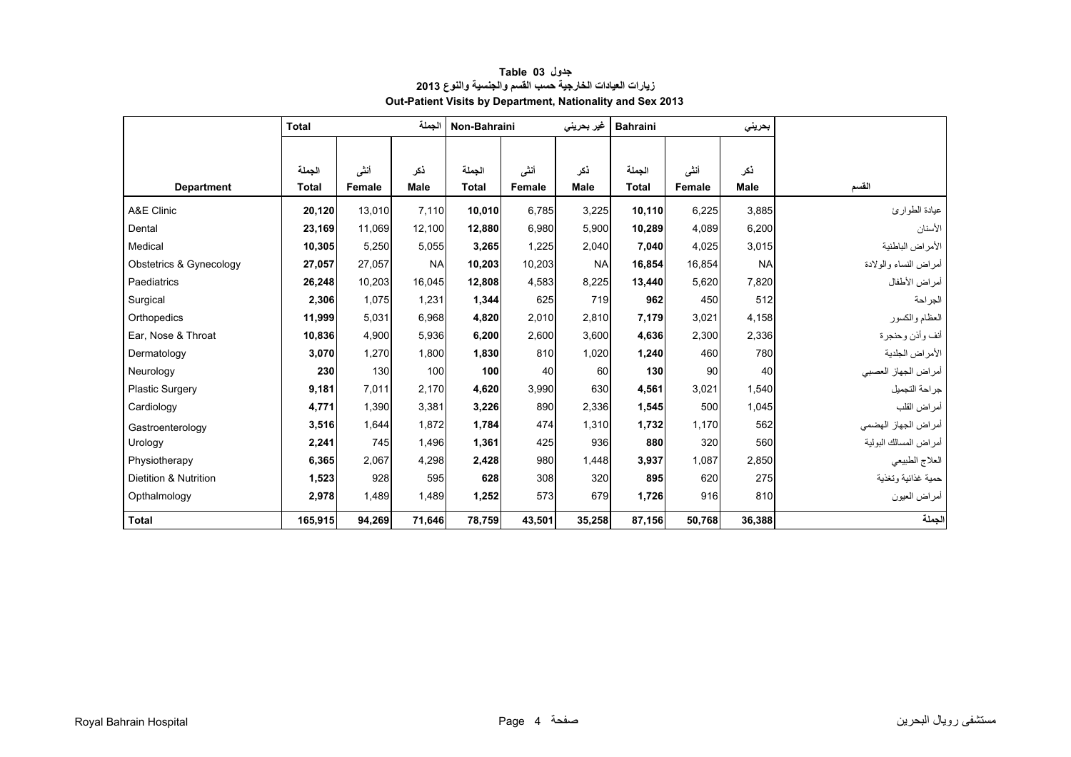**جدول Table 03**

**زيارات العيادات الخارجية حسب القسم والجنسية والنوع 2013**

**Out-Patient Visits by Department, Nationality and Sex 2013**

| | Total | | الجملة | Non-Bahraini | | غير بحريني | Bahraini | | بحريني | |
|---|---|---|---|---|---|---|---|---|---|---|
| **Department** | الجملة **Total** | أنثى **Female** | ذكر **Male** | الجملة **Total** | أنثى **Female** | ذكر **Male** | الجملة **Total** | أنثى **Female** | ذكر **Male** | القسم |
| A&E Clinic | **20,120** | 13,010 | 7,110 | **10,010** | 6,785 | 3,225 | **10,110** | 6,225 | 3,885 | عيادة الطوارئ |
| Dental | **23,169** | 11,069 | 12,100 | **12,880** | 6,980 | 5,900 | **10,289** | 4,089 | 6,200 | الأسنان |
| Medical | **10,305** | 5,250 | 5,055 | **3,265** | 1,225 | 2,040 | **7,040** | 4,025 | 3,015 | الأمراض الباطنية |
| Obstetrics & Gynecology | **27,057** | 27,057 | NA | **10,203** | 10,203 | NA | **16,854** | 16,854 | NA | أمراض النساء والولادة |
| Paediatrics | **26,248** | 10,203 | 16,045 | **12,808** | 4,583 | 8,225 | **13,440** | 5,620 | 7,820 | أمراض الأطفال |
| Surgical | **2,306** | 1,075 | 1,231 | **1,344** | 625 | 719 | **962** | 450 | 512 | الجراحة |
| Orthopedics | **11,999** | 5,031 | 6,968 | **4,820** | 2,010 | 2,810 | **7,179** | 3,021 | 4,158 | العظام والكسور |
| Ear, Nose & Throat | **10,836** | 4,900 | 5,936 | **6,200** | 2,600 | 3,600 | **4,636** | 2,300 | 2,336 | أنف وأذن وحنجرة |
| Dermatology | **3,070** | 1,270 | 1,800 | **1,830** | 810 | 1,020 | **1,240** | 460 | 780 | الأمراض الجلدية |
| Neurology | **230** | 130 | 100 | **100** | 40 | 60 | **130** | 90 | 40 | أمراض الجهاز العصبي |
| Plastic Surgery | **9,181** | 7,011 | 2,170 | **4,620** | 3,990 | 630 | **4,561** | 3,021 | 1,540 | جراحة التجميل |
| Cardiology | **4,771** | 1,390 | 3,381 | **3,226** | 890 | 2,336 | **1,545** | 500 | 1,045 | أمراض القلب |
| Gastroenterology | **3,516** | 1,644 | 1,872 | **1,784** | 474 | 1,310 | **1,732** | 1,170 | 562 | أمراض الجهاز الهضمي |
| Urology | **2,241** | 745 | 1,496 | **1,361** | 425 | 936 | **880** | 320 | 560 | أمراض المسالك البولية |
| Physiotherapy | **6,365** | 2,067 | 4,298 | **2,428** | 980 | 1,448 | **3,937** | 1,087 | 2,850 | العلاج الطبيعي |
| Dietition & Nutrition | **1,523** | 928 | 595 | **628** | 308 | 320 | **895** | 620 | 275 | حمية غذائية وتغذية |
| Opthalmology | **2,978** | 1,489 | 1,489 | **1,252** | 573 | 679 | **1,726** | 916 | 810 | أمراض العيون |
| **Total** | **165,915** | **94,269** | **71,646** | **78,759** | **43,501** | **35,258** | **87,156** | **50,768** | **36,388** | **الجملة** |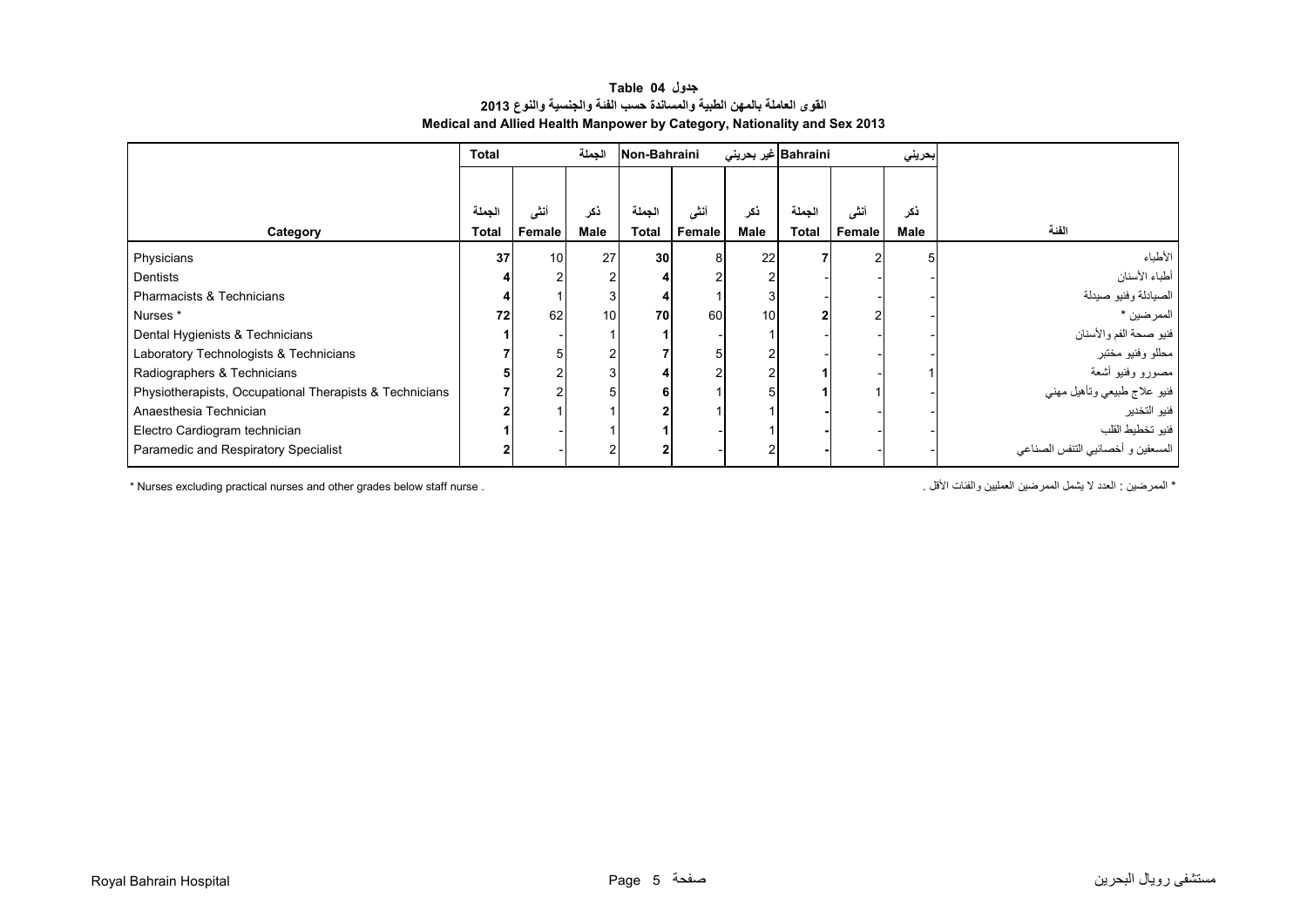# جدول Table 04

## القوى العاملة بالمهن الطبية والمساندة حسب الفئة والجنسية والنوع 2013

## Medical and Allied Health Manpower by Category, Nationality and Sex 2013

| | Total | | الجملة | Non-Bahraini | | غير بحريني | Bahraini | | بحريني | |
|---|---|---|---|---|---|---|---|---|---|---|
| | الجملة | أنثى | ذكر | الجملة | أنثى | ذكر | الجملة | أنثى | ذكر | |
| **Category** | **Total** | **Female** | **Male** | **Total** | **Female** | **Male** | **Total** | **Female** | **Male** | **الفئة** |
| Physicians | **37** | 10 | 27 | **30** | 8 | 22 | **7** | 2 | 5 | الأطباء |
| Dentists | **4** | 2 | 2 | **4** | 2 | 2 | - | - | - | أطباء الأسنان |
| Pharmacists & Technicians | **4** | 1 | 3 | **4** | 1 | 3 | - | - | - | الصيادلة وفنيو صيدلة |
| Nurses * | **72** | 62 | 10 | **70** | 60 | 10 | **2** | 2 | - | الممرضين * |
| Dental Hygienists & Technicians | **1** | - | 1 | **1** | - | 1 | - | - | - | فنيو صحة الفم والأسنان |
| Laboratory Technologists & Technicians | **7** | 5 | 2 | **7** | 5 | 2 | - | - | - | محللو وفنيو مختبر |
| Radiographers & Technicians | **5** | 2 | 3 | **4** | 2 | 2 | **1** | - | 1 | مصورو وفنيو أشعة |
| Physiotherapists, Occupational Therapists & Technicians | **7** | 2 | 5 | **6** | 1 | 5 | **1** | 1 | - | فنيو علاج طبيعي وتأهيل مهني |
| Anaesthesia Technician | **2** | 1 | 1 | **2** | 1 | 1 | **-** | - | - | فنيو التخدير |
| Electro Cardiogram technician | **1** | - | 1 | **1** | - | 1 | **-** | - | - | فنيو تخطيط القلب |
| Paramedic and Respiratory Specialist | **2** | - | 2 | **2** | - | 2 | **-** | - | - | المسعفين و أخصائيي التنفس الصناعي |

\* Nurses excluding practical nurses and other grades below staff nurse .

\* الممرضين : العدد لا يشمل الممرضين العمليين والفئات الأقل .

Royal Bahrain Hospital — مستشفى رويال البحرين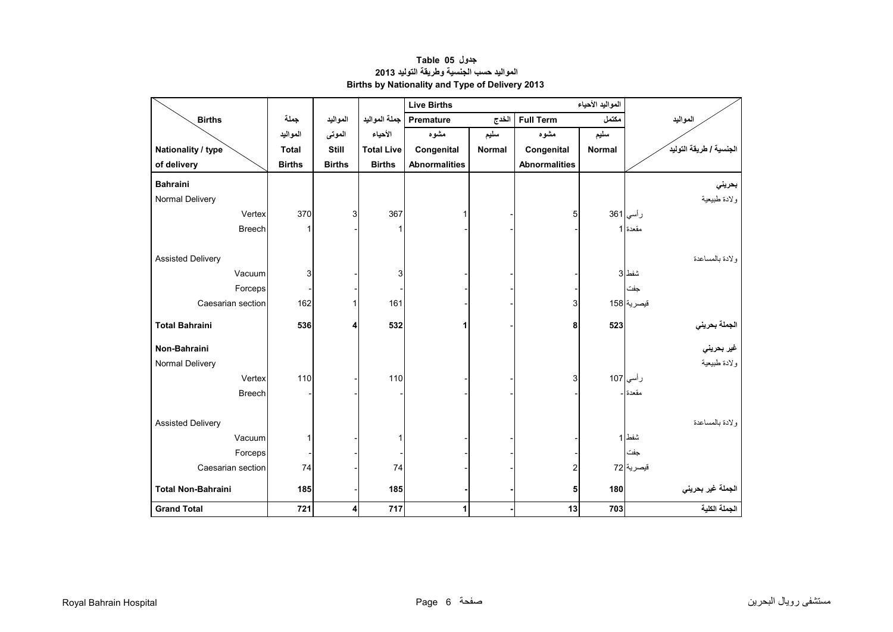# جدول 05 Table

## المواليد حسب الجنسية وطريقة التوليد 2013

## Births by Nationality and Type of Delivery 2013

| Births / Nationality / type of delivery | جملة المواليد Total Births | المواليد الموتى Still Births | جملة المواليد الأحياء Total Live Births | Live Births المواليد الأحياء | | | | المواليد / الجنسية / طريقة التوليد |
|---|---|---|---|---|---|---|---|---|
| | | | | Premature الخدج | | Full Term مكتمل | | |
| | | | | مشوه Congenital Abnormalities | سليم Normal | مشوه Congenital Abnormalities | سليم Normal | |
| **Bahraini** | | | | | | | | **بحريني** |
| Normal Delivery | | | | | | | | ولادة طبيعية |
| Vertex | 370 | 3 | 367 | 1 | - | 5 | 361 | رأسي |
| Breech | 1 | - | 1 | - | - | - | 1 | مقعدة |
| Assisted Delivery | | | | | | | | ولادة بالمساعدة |
| Vacuum | 3 | - | 3 | - | - | - | 3 | شفط |
| Forceps | - | - | - | - | - | - | - | جفت |
| Caesarian section | 162 | 1 | 161 | - | - | 3 | 158 | قيصرية |
| **Total Bahraini** | **536** | **4** | **532** | **1** | **-** | **8** | **523** | **الجملة بحريني** |
| **Non-Bahraini** | | | | | | | | **غير بحريني** |
| Normal Delivery | | | | | | | | ولادة طبيعية |
| Vertex | 110 | - | 110 | - | - | 3 | 107 | رأسي |
| Breech | - | - | - | - | - | - | - | مقعدة |
| Assisted Delivery | | | | | | | | ولادة بالمساعدة |
| Vacuum | 1 | - | 1 | - | - | - | 1 | شفط |
| Forceps | - | - | - | - | - | - | - | جفت |
| Caesarian section | 74 | - | 74 | - | - | 2 | 72 | قيصرية |
| **Total Non-Bahraini** | **185** | **-** | **185** | **-** | **-** | **5** | **180** | **الجملة غير بحريني** |
| **Grand Total** | **721** | **4** | **717** | **1** | **-** | **13** | **703** | **الجملة الكلية** |

Royal Bahrain Hospital مستشفى رويال البحرين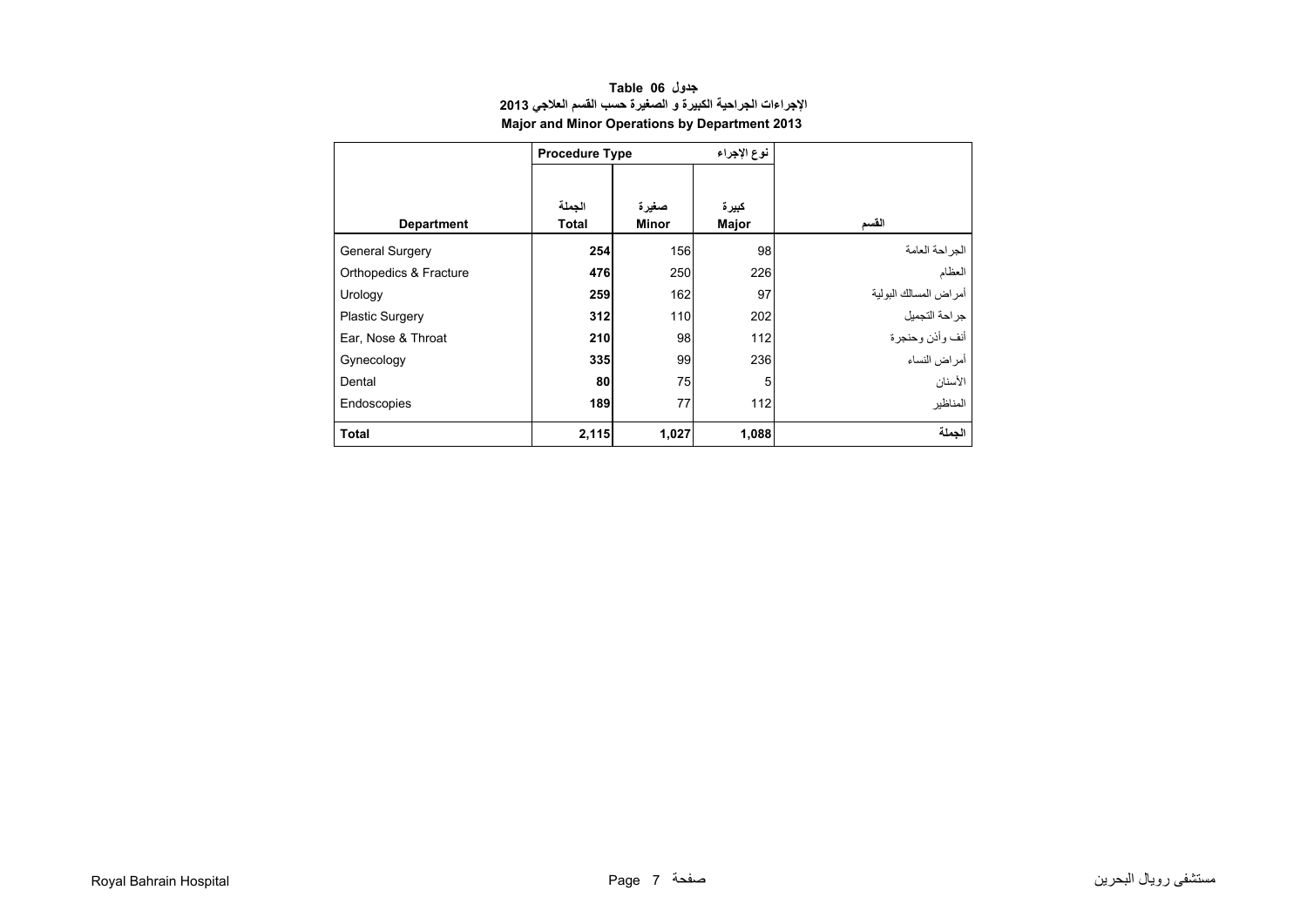**جدول Table 06**

**الإجراءات الجراحية الكبيرة و الصغيرة حسب القسم العلاجي 2013**

**Major and Minor Operations by Department 2013**

| | Procedure Type نوع الإجراء | | | |
|---|---|---|---|---|
| **Department** | **الجملة Total** | **صغيرة Minor** | **كبيرة Major** | **القسم** |
| General Surgery | **254** | 156 | 98 | الجراحة العامة |
| Orthopedics & Fracture | **476** | 250 | 226 | العظام |
| Urology | **259** | 162 | 97 | أمراض المسالك البولية |
| Plastic Surgery | **312** | 110 | 202 | جراحة التجميل |
| Ear, Nose & Throat | **210** | 98 | 112 | أنف وأذن وحنجرة |
| Gynecology | **335** | 99 | 236 | أمراض النساء |
| Dental | **80** | 75 | 5 | الأسنان |
| Endoscopies | **189** | 77 | 112 | المناظير |
| **Total** | **2,115** | **1,027** | **1,088** | **الجملة** |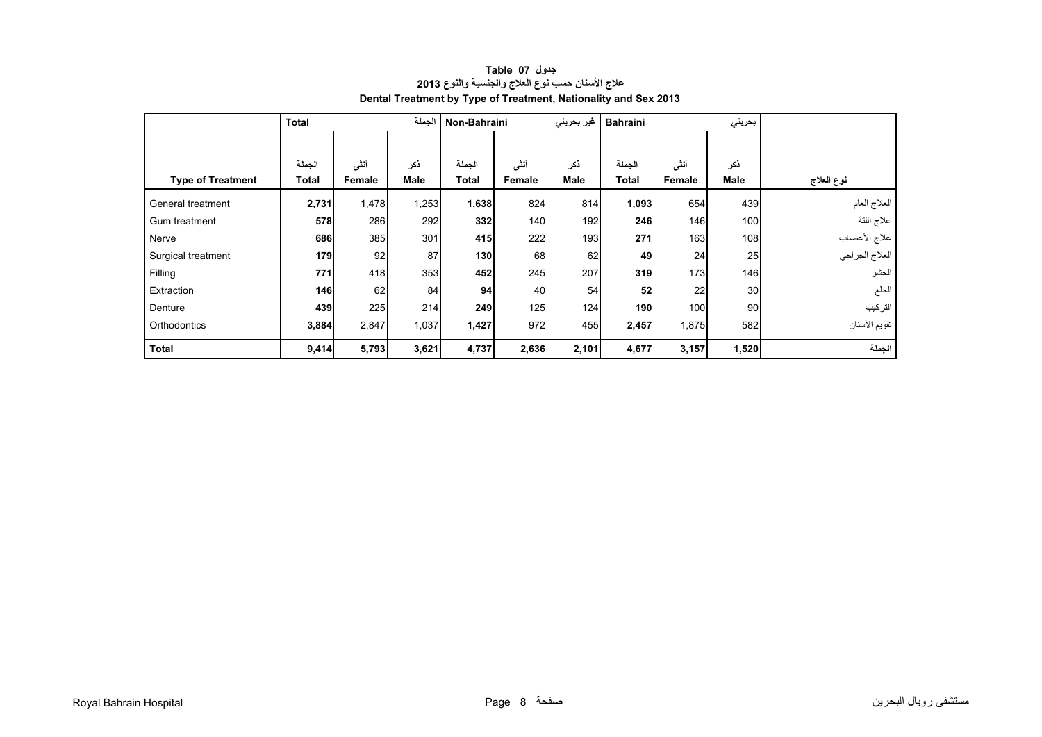**جدول Table 07**

**علاج الأسنان حسب نوع العلاج والجنسية والنوع 2013**

**Dental Treatment by Type of Treatment, Nationality and Sex 2013**

| | Total | | الجملة | Non-Bahraini | | غير بحريني | Bahraini | | بحريني | |
|---|---|---|---|---|---|---|---|---|---|---|
| **Type of Treatment** | الجملة **Total** | أنثى **Female** | ذكر **Male** | الجملة **Total** | أنثى **Female** | ذكر **Male** | الجملة **Total** | أنثى **Female** | ذكر **Male** | **نوع العلاج** |
| General treatment | **2,731** | 1,478 | 1,253 | **1,638** | 824 | 814 | **1,093** | 654 | 439 | العلاج العام |
| Gum treatment | **578** | 286 | 292 | **332** | 140 | 192 | **246** | 146 | 100 | علاج اللثة |
| Nerve | **686** | 385 | 301 | **415** | 222 | 193 | **271** | 163 | 108 | علاج الأعصاب |
| Surgical treatment | **179** | 92 | 87 | **130** | 68 | 62 | **49** | 24 | 25 | العلاج الجراحي |
| Filling | **771** | 418 | 353 | **452** | 245 | 207 | **319** | 173 | 146 | الحشو |
| Extraction | **146** | 62 | 84 | **94** | 40 | 54 | **52** | 22 | 30 | الخلع |
| Denture | **439** | 225 | 214 | **249** | 125 | 124 | **190** | 100 | 90 | التركيب |
| Orthodontics | **3,884** | 2,847 | 1,037 | **1,427** | 972 | 455 | **2,457** | 1,875 | 582 | تقويم الأسنان |
| **Total** | **9,414** | **5,793** | **3,621** | **4,737** | **2,636** | **2,101** | **4,677** | **3,157** | **1,520** | **الجملة** |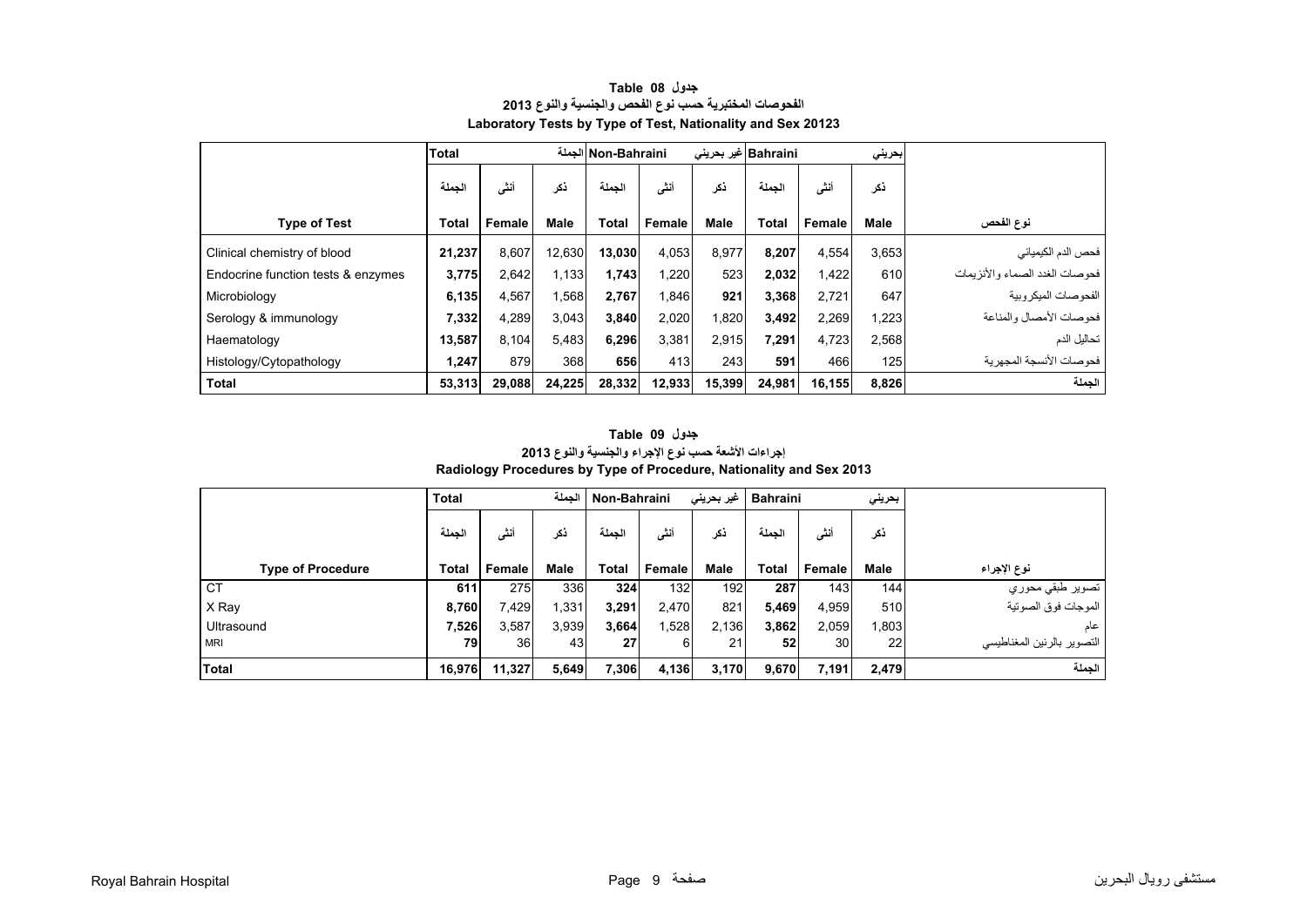**جدول 08 Table**

**الفحوصات المختبرية حسب نوع الفحص والجنسية والنوع 2013**

**Laboratory Tests by Type of Test, Nationality and Sex 20123**

| | Total | | الجملة | Non-Bahraini | | غير بحريني | Bahraini | | بحريني | |
|---|---|---|---|---|---|---|---|---|---|---|
| | الجملة | أنثى | ذكر | الجملة | أنثى | ذكر | الجملة | أنثى | ذكر | |
| **Type of Test** | **Total** | **Female** | **Male** | **Total** | **Female** | **Male** | **Total** | **Female** | **Male** | **نوع الفحص** |
| Clinical chemistry of blood | **21,237** | 8,607 | 12,630 | **13,030** | 4,053 | 8,977 | **8,207** | 4,554 | 3,653 | فحص الدم الكيميائي |
| Endocrine function tests & enzymes | **3,775** | 2,642 | 1,133 | **1,743** | 1,220 | 523 | **2,032** | 1,422 | 610 | فحوصات الغدد الصماء والأنزيمات |
| Microbiology | **6,135** | 4,567 | 1,568 | **2,767** | 1,846 | 921 | **3,368** | 2,721 | 647 | الفحوصات الميكروبية |
| Serology & immunology | **7,332** | 4,289 | 3,043 | **3,840** | 2,020 | 1,820 | **3,492** | 2,269 | 1,223 | فحوصات الأمصال والمناعة |
| Haematology | **13,587** | 8,104 | 5,483 | **6,296** | 3,381 | 2,915 | **7,291** | 4,723 | 2,568 | تحاليل الدم |
| Histology/Cytopathology | **1,247** | 879 | 368 | **656** | 413 | 243 | **591** | 466 | 125 | فحوصات الأنسجة المجهرية |
| **Total** | **53,313** | **29,088** | **24,225** | **28,332** | **12,933** | **15,399** | **24,981** | **16,155** | **8,826** | **الجملة** |

**جدول 09 Table**

**إجراءات الأشعة حسب نوع الإجراء والجنسية والنوع 2013**

**Radiology Procedures by Type of Procedure, Nationality and Sex 2013**

| | Total | | الجملة | Non-Bahraini | | غير بحريني | Bahraini | | بحريني | |
|---|---|---|---|---|---|---|---|---|---|---|
| | الجملة | أنثى | ذكر | الجملة | أنثى | ذكر | الجملة | أنثى | ذكر | |
| **Type of Procedure** | **Total** | **Female** | **Male** | **Total** | **Female** | **Male** | **Total** | **Female** | **Male** | **نوع الإجراء** |
| CT | **611** | 275 | 336 | **324** | 132 | 192 | **287** | 143 | 144 | تصوير طبقي محوري |
| X Ray | **8,760** | 7,429 | 1,331 | **3,291** | 2,470 | 821 | **5,469** | 4,959 | 510 | الموجات فوق الصوتية |
| Ultrasound | **7,526** | 3,587 | 3,939 | **3,664** | 1,528 | 2,136 | **3,862** | 2,059 | 1,803 | عام |
| MRI | **79** | 36 | 43 | **27** | 6 | 21 | **52** | 30 | 22 | التصوير بالرنين المغناطيسي |
| **Total** | **16,976** | **11,327** | **5,649** | **7,306** | **4,136** | **3,170** | **9,670** | **7,191** | **2,479** | **الجملة** |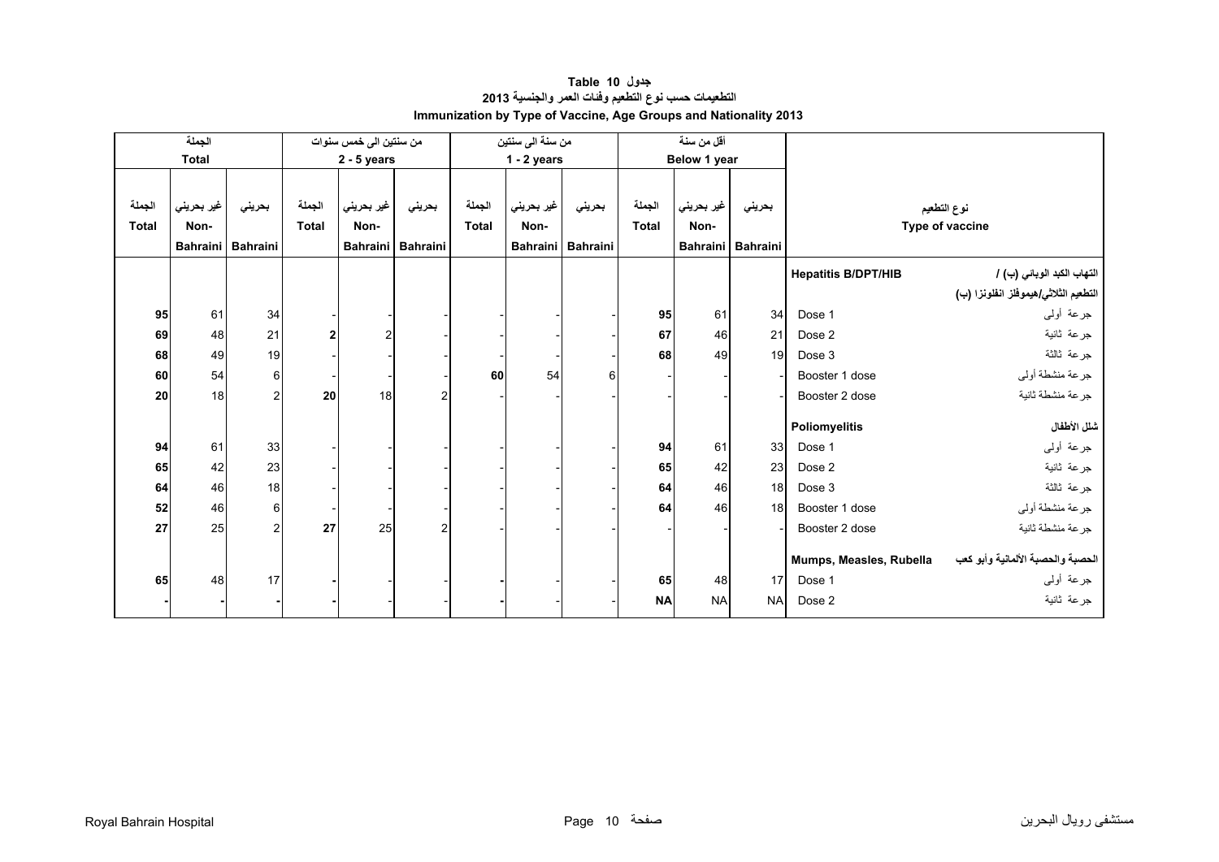**جدول 10 Table**

**التطعيمات حسب نوع التطعيم وفئات العمر والجنسية 2013**

**Immunization by Type of Vaccine, Age Groups and Nationality 2013**

| الجملة Total | | | من سنتين الى خمس سنوات 2 - 5 years | | | من سنة الى سنتين 1 - 2 years | | | أقل من سنة Below 1 year | | | | |
|---|---|---|---|---|---|---|---|---|---|---|---|---|---|
| الجملة Total | غير بحريني Non-Bahraini | بحريني Bahraini | الجملة Total | غير بحريني Non-Bahraini | بحريني Bahraini | الجملة Total | غير بحريني Non-Bahraini | بحريني Bahraini | الجملة Total | غير بحريني Non-Bahraini | بحريني Bahraini | Type of vaccine | نوع التطعيم |
| | | | | | | | | | | | | **Hepatitis B/DPT/HIB** | **التهاب الكبد الوبائي (ب) / التطعيم الثلاثي/هيموفلز انفلونزا (ب)** |
| **95** | 61 | 34 | - | - | - | - | - | - | **95** | 61 | 34 | Dose 1 | جرعة أولى |
| **69** | 48 | 21 | **2** | 2 | - | - | - | - | **67** | 46 | 21 | Dose 2 | جرعة ثانية |
| **68** | 49 | 19 | - | - | - | - | - | - | **68** | 49 | 19 | Dose 3 | جرعة ثالثة |
| **60** | 54 | 6 | - | - | - | **60** | 54 | 6 | - | - | - | Booster 1 dose | جرعة منشطة أولى |
| **20** | 18 | 2 | **20** | 18 | 2 | - | - | - | - | - | - | Booster 2 dose | جرعة منشطة ثانية |
| | | | | | | | | | | | | **Poliomyelitis** | **شلل الأطفال** |
| **94** | 61 | 33 | - | - | - | - | - | - | **94** | 61 | 33 | Dose 1 | جرعة أولى |
| **65** | 42 | 23 | - | - | - | - | - | - | **65** | 42 | 23 | Dose 2 | جرعة ثانية |
| **64** | 46 | 18 | - | - | - | - | - | - | **64** | 46 | 18 | Dose 3 | جرعة ثالثة |
| **52** | 46 | 6 | - | - | - | - | - | - | **64** | 46 | 18 | Booster 1 dose | جرعة منشطة أولى |
| **27** | 25 | 2 | **27** | 25 | 2 | - | - | - | - | - | - | Booster 2 dose | جرعة منشطة ثانية |
| | | | | | | | | | | | | **Mumps, Measles, Rubella** | **الحصبة والحصبة الألمانية وأبو كعب** |
| **65** | 48 | 17 | **-** | - | - | **-** | - | - | **65** | 48 | 17 | Dose 1 | جرعة أولى |
| **-** | **-** | **-** | **-** | - | - | **-** | - | - | **NA** | NA | NA | Dose 2 | جرعة ثانية |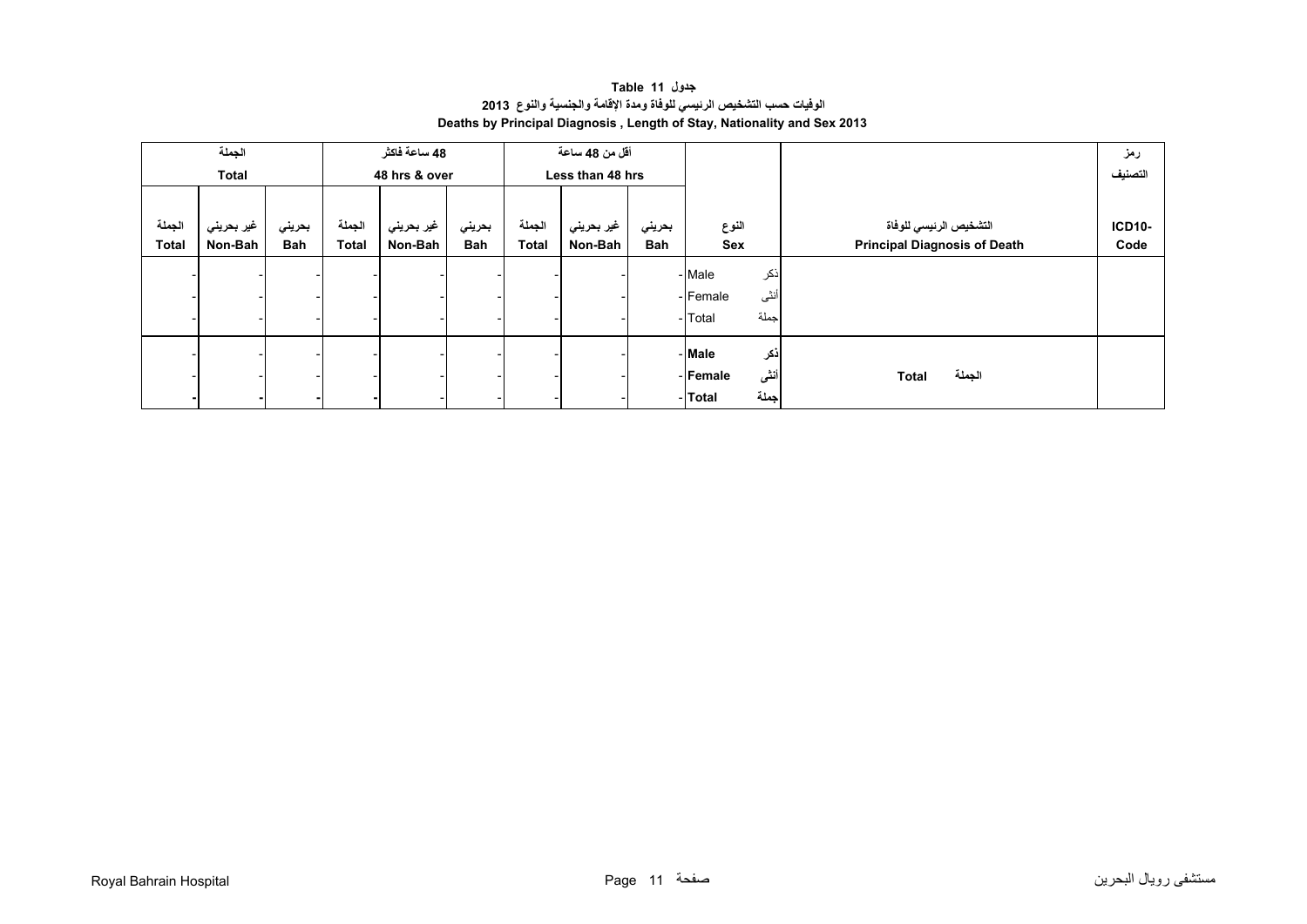جدول Table 11

الوفيات حسب التشخيص الرئيسي للوفاة ومدة الإقامة والجنسية والنوع 2013

**Deaths by Principal Diagnosis , Length of Stay, Nationality and Sex 2013**

| الجملة Total | | | 48 ساعة فاكثر 48 hrs & over | | | أقل من 48 ساعة Less than 48 hrs | | | | | رمز التصنيف |
|---|---|---|---|---|---|---|---|---|---|---|---|
| الجملة Total | غير بحريني Non-Bah | بحريني Bah | الجملة Total | غير بحريني Non-Bah | بحريني Bah | الجملة Total | غير بحريني Non-Bah | بحريني Bah | النوع Sex | التشخيص الرئيسي للوفاة Principal Diagnosis of Death | ICD10-Code |
| - | - | - | - | - | - | - | - | - | Male ذكر | | |
| - | - | - | - | - | - | - | - | - | Female أنثى | | |
| - | - | - | - | - | - | - | - | - | Total جملة | | |
| - | - | - | - | - | - | - | - | - | **Male ذكر** | | |
| - | - | - | - | - | - | - | - | - | **Female أنثى** | **Total الجملة** | |
| **-** | **-** | **-** | **-** | - | - | - | - | - | **Total جملة** | | |